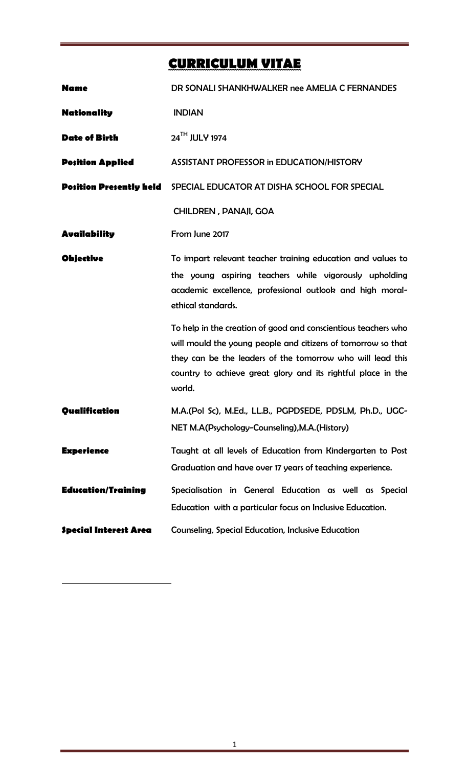# CURRICULUM VITAE

| | |
|---|---|
| **Name** | DR SONALI SHANKHWALKER nee AMELIA C FERNANDES |
| **Nationality** | INDIAN |
| **Date of Birth** | 24TH JULY 1974 |
| **Position Applied** | ASSISTANT PROFESSOR in EDUCATION/HISTORY |
| **Position Presently held** | SPECIAL EDUCATOR AT DISHA SCHOOL FOR SPECIAL CHILDREN , PANAJI, GOA |
| **Availability** | From June 2017 |
| **Objective** | To impart relevant teacher training education and values to the young aspiring teachers while vigorously upholding academic excellence, professional outlook and high moral-ethical standards. To help in the creation of good and conscientious teachers who will mould the young people and citizens of tomorrow so that they can be the leaders of the tomorrow who will lead this country to achieve great glory and its rightful place in the world. |
| **Qualification** | M.A.(Pol Sc), M.Ed., LL.B., PGPDSEDE, PDSLM, Ph.D., UGC-NET M.A(Psychology-Counseling),M.A.(History) |
| **Experience** | Taught at all levels of Education from Kindergarten to Post Graduation and have over 17 years of teaching experience. |
| **Education/Training** | Specialisation in General Education as well as Special Education with a particular focus on Inclusive Education. |
| **Special Interest Area** | Counseling, Special Education, Inclusive Education |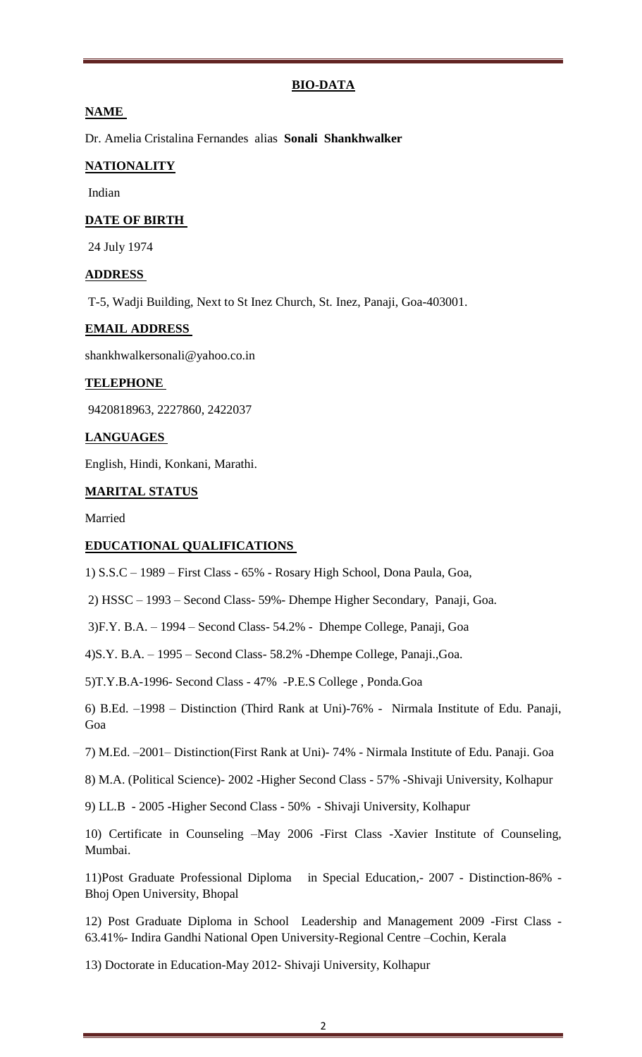## BIO-DATA

**NAME**

Dr. Amelia Cristalina Fernandes alias **Sonali Shankhwalker**

**NATIONALITY**

Indian

**DATE OF BIRTH**

24 July 1974

**ADDRESS**

T-5, Wadji Building, Next to St Inez Church, St. Inez, Panaji, Goa-403001.

**EMAIL ADDRESS**

shankhwalkersonali@yahoo.co.in

**TELEPHONE**

9420818963, 2227860, 2422037

**LANGUAGES**

English, Hindi, Konkani, Marathi.

**MARITAL STATUS**

Married

**EDUCATIONAL QUALIFICATIONS**

1) S.S.C – 1989 – First Class - 65% - Rosary High School, Dona Paula, Goa,

2) HSSC – 1993 – Second Class- 59%- Dhempe Higher Secondary, Panaji, Goa.

3)F.Y. B.A. – 1994 – Second Class- 54.2% - Dhempe College, Panaji, Goa

4)S.Y. B.A. – 1995 – Second Class- 58.2% -Dhempe College, Panaji.,Goa.

5)T.Y.B.A-1996- Second Class - 47% -P.E.S College , Ponda.Goa

6) B.Ed. –1998 – Distinction (Third Rank at Uni)-76% - Nirmala Institute of Edu. Panaji, Goa

7) M.Ed. –2001– Distinction(First Rank at Uni)- 74% - Nirmala Institute of Edu. Panaji. Goa

8) M.A. (Political Science)- 2002 -Higher Second Class - 57% -Shivaji University, Kolhapur

9) LL.B - 2005 -Higher Second Class - 50% - Shivaji University, Kolhapur

10) Certificate in Counseling –May 2006 -First Class -Xavier Institute of Counseling, Mumbai.

11)Post Graduate Professional Diploma in Special Education,- 2007 - Distinction-86% - Bhoj Open University, Bhopal

12) Post Graduate Diploma in School Leadership and Management 2009 -First Class - 63.41%- Indira Gandhi National Open University-Regional Centre –Cochin, Kerala

13) Doctorate in Education-May 2012- Shivaji University, Kolhapur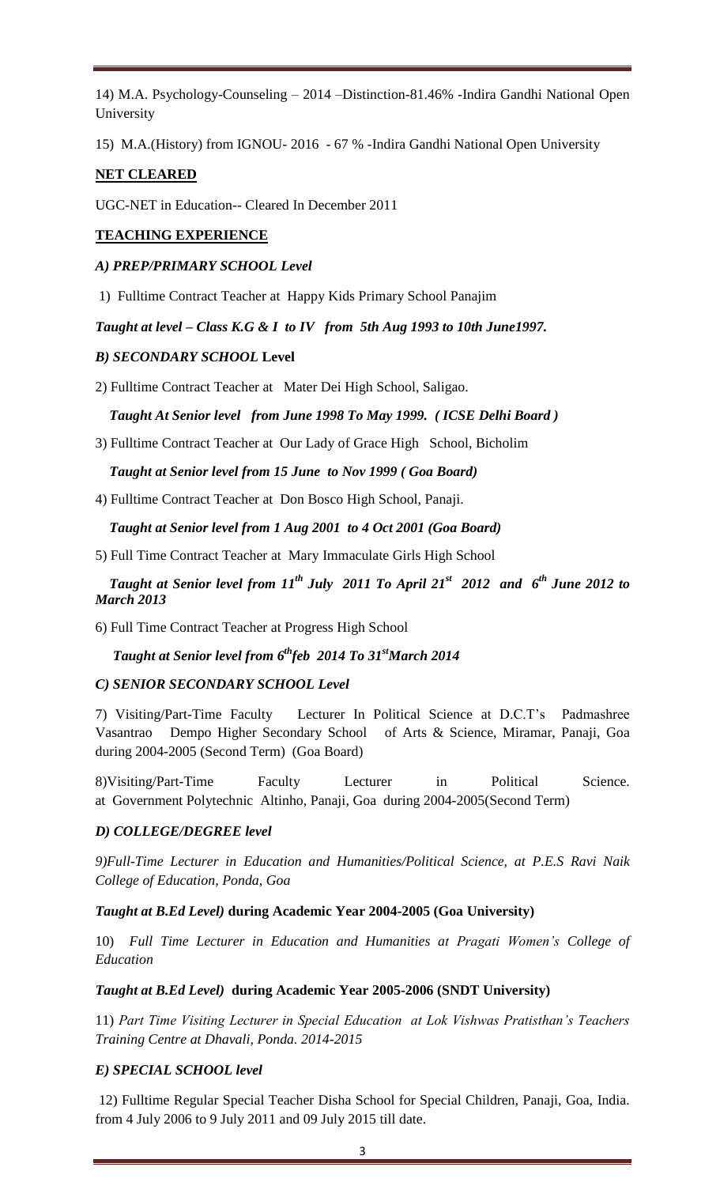14) M.A. Psychology-Counseling – 2014 –Distinction-81.46% -Indira Gandhi National Open University

15) M.A.(History) from IGNOU- 2016 - 67 % -Indira Gandhi National Open University

**NET CLEARED**

UGC-NET in Education-- Cleared In December 2011

**TEACHING EXPERIENCE**

***A) PREP/PRIMARY SCHOOL Level***

1) Fulltime Contract Teacher at Happy Kids Primary School Panajim

***Taught at level – Class K.G & I to IV from 5th Aug 1993 to 10th June1997.***

***B) SECONDARY SCHOOL* Level**

2) Fulltime Contract Teacher at Mater Dei High School, Saligao.

***Taught At Senior level from June 1998 To May 1999. ( ICSE Delhi Board )***

3) Fulltime Contract Teacher at Our Lady of Grace High School, Bicholim

***Taught at Senior level from 15 June to Nov 1999 ( Goa Board)***

4) Fulltime Contract Teacher at Don Bosco High School, Panaji.

***Taught at Senior level from 1 Aug 2001 to 4 Oct 2001 (Goa Board)***

5) Full Time Contract Teacher at Mary Immaculate Girls High School

***Taught at Senior level from 11th July 2011 To April 21st 2012 and 6th June 2012 to March 2013***

6) Full Time Contract Teacher at Progress High School

***Taught at Senior level from 6th feb 2014 To 31st March 2014***

***C) SENIOR SECONDARY SCHOOL Level***

7) Visiting/Part-Time Faculty Lecturer In Political Science at D.C.T's Padmashree Vasantrao Dempo Higher Secondary School of Arts & Science, Miramar, Panaji, Goa during 2004-2005 (Second Term) (Goa Board)

8)Visiting/Part-Time Faculty Lecturer in Political Science. at Government Polytechnic Altinho, Panaji, Goa during 2004-2005(Second Term)

***D) COLLEGE/DEGREE level***

*9)Full-Time Lecturer in Education and Humanities/Political Science, at P.E.S Ravi Naik College of Education, Ponda, Goa*

***Taught at B.Ed Level)* during Academic Year 2004-2005 (Goa University)**

10) *Full Time Lecturer in Education and Humanities at Pragati Women's College of Education*

***Taught at B.Ed Level)* during Academic Year 2005-2006 (SNDT University)**

11) *Part Time Visiting Lecturer in Special Education at Lok Vishwas Pratisthan's Teachers Training Centre at Dhavali, Ponda. 2014-2015*

***E) SPECIAL SCHOOL level***

12) Fulltime Regular Special Teacher Disha School for Special Children, Panaji, Goa, India. from 4 July 2006 to 9 July 2011 and 09 July 2015 till date.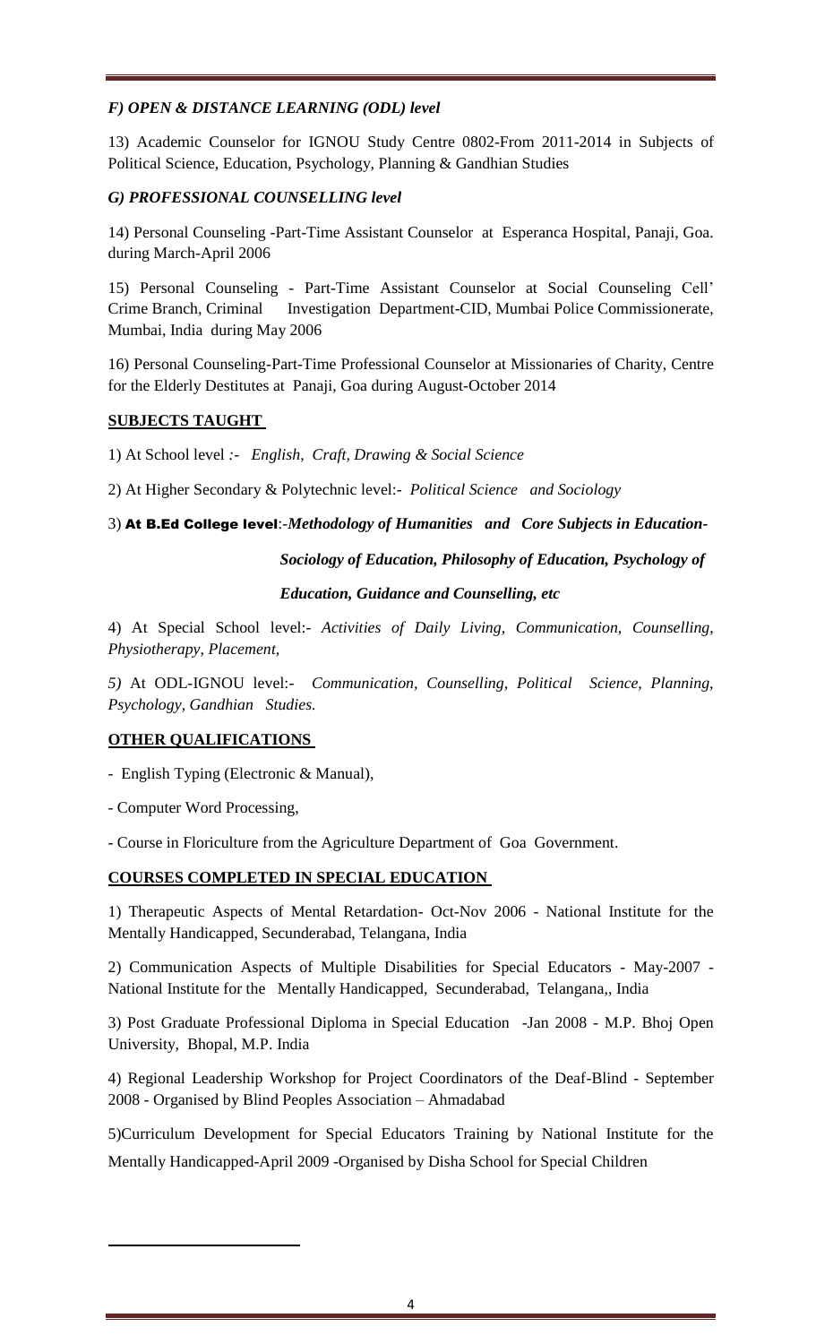### *F) OPEN & DISTANCE LEARNING (ODL) level*

13) Academic Counselor for IGNOU Study Centre 0802-From 2011-2014 in Subjects of Political Science, Education, Psychology, Planning & Gandhian Studies

### *G) PROFESSIONAL COUNSELLING level*

14) Personal Counseling -Part-Time Assistant Counselor at Esperanca Hospital, Panaji, Goa. during March-April 2006

15) Personal Counseling - Part-Time Assistant Counselor at Social Counseling Cell' Crime Branch, Criminal Investigation Department-CID, Mumbai Police Commissionerate, Mumbai, India during May 2006

16) Personal Counseling-Part-Time Professional Counselor at Missionaries of Charity, Centre for the Elderly Destitutes at Panaji, Goa during August-October 2014

## SUBJECTS TAUGHT

1) At School level :- *English, Craft, Drawing & Social Science*

2) At Higher Secondary & Polytechnic level:- *Political Science and Sociology*

3) **At B.Ed College level**:-*Methodology of Humanities and Core Subjects in Education- Sociology of Education, Philosophy of Education, Psychology of Education, Guidance and Counselling, etc*

4) At Special School level:- *Activities of Daily Living, Communication, Counselling, Physiotherapy, Placement,*

5) At ODL-IGNOU level:- *Communication, Counselling, Political Science, Planning, Psychology, Gandhian Studies.*

## OTHER QUALIFICATIONS

- English Typing (Electronic & Manual),
- Computer Word Processing,
- Course in Floriculture from the Agriculture Department of Goa Government.

## COURSES COMPLETED IN SPECIAL EDUCATION

1) Therapeutic Aspects of Mental Retardation- Oct-Nov 2006 - National Institute for the Mentally Handicapped, Secunderabad, Telangana, India

2) Communication Aspects of Multiple Disabilities for Special Educators - May-2007 - National Institute for the Mentally Handicapped, Secunderabad, Telangana,, India

3) Post Graduate Professional Diploma in Special Education -Jan 2008 - M.P. Bhoj Open University, Bhopal, M.P. India

4) Regional Leadership Workshop for Project Coordinators of the Deaf-Blind - September 2008 - Organised by Blind Peoples Association – Ahmadabad

5)Curriculum Development for Special Educators Training by National Institute for the Mentally Handicapped-April 2009 -Organised by Disha School for Special Children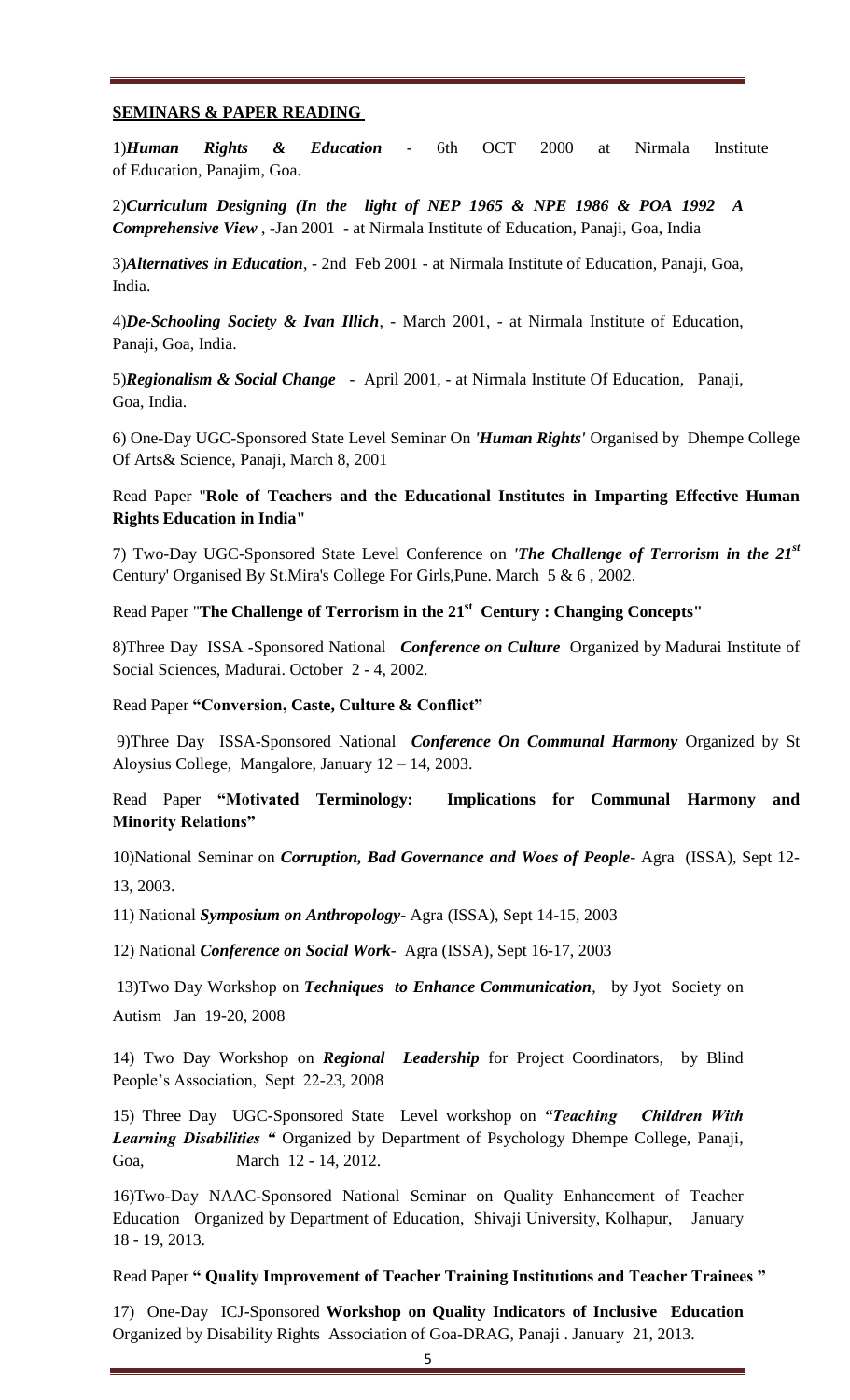**SEMINARS & PAPER READING**

1)***Human Rights & Education*** - 6th OCT 2000 at Nirmala Institute of Education, Panajim, Goa.

2)***Curriculum Designing (In the light of NEP 1965 & NPE 1986 & POA 1992 A Comprehensive View*** , -Jan 2001 - at Nirmala Institute of Education, Panaji, Goa, India

3)***Alternatives in Education***, - 2nd Feb 2001 - at Nirmala Institute of Education, Panaji, Goa, India.

4)***De-Schooling Society & Ivan Illich***, - March 2001, - at Nirmala Institute of Education, Panaji, Goa, India.

5)***Regionalism & Social Change*** - April 2001, - at Nirmala Institute Of Education, Panaji, Goa, India.

6) One-Day UGC-Sponsored State Level Seminar On *'**Human Rights**'* Organised by Dhempe College Of Arts& Science, Panaji, March 8, 2001

Read Paper "**Role of Teachers and the Educational Institutes in Imparting Effective Human Rights Education in India"**

7) Two-Day UGC-Sponsored State Level Conference on *'**The Challenge of Terrorism in the 21st*** Century' Organised By St.Mira's College For Girls,Pune. March 5 & 6 , 2002.

Read Paper "**The Challenge of Terrorism in the 21st Century : Changing Concepts"**

8)Three Day ISSA -Sponsored National ***Conference on Culture*** Organized by Madurai Institute of Social Sciences, Madurai. October 2 - 4, 2002.

Read Paper **"Conversion, Caste, Culture & Conflict"**

9)Three Day ISSA-Sponsored National ***Conference On Communal Harmony*** Organized by St Aloysius College, Mangalore, January 12 – 14, 2003.

Read Paper **"Motivated Terminology: Implications for Communal Harmony and Minority Relations"**

10)National Seminar on ***Corruption, Bad Governance and Woes of People***- Agra (ISSA), Sept 12-13, 2003.

11) National ***Symposium on Anthropology***- Agra (ISSA), Sept 14-15, 2003

12) National ***Conference on Social Work***- Agra (ISSA), Sept 16-17, 2003

13)Two Day Workshop on ***Techniques to Enhance Communication***, by Jyot Society on Autism Jan 19-20, 2008

14) Two Day Workshop on ***Regional Leadership*** for Project Coordinators, by Blind People's Association, Sept 22-23, 2008

15) Three Day UGC-Sponsored State Level workshop on **"*Teaching Children With Learning Disabilities* "** Organized by Department of Psychology Dhempe College, Panaji, Goa, March 12 - 14, 2012.

16)Two-Day NAAC-Sponsored National Seminar on Quality Enhancement of Teacher Education Organized by Department of Education, Shivaji University, Kolhapur, January 18 - 19, 2013.

Read Paper **" Quality Improvement of Teacher Training Institutions and Teacher Trainees "**

17) One-Day ICJ-Sponsored **Workshop on Quality Indicators of Inclusive Education** Organized by Disability Rights Association of Goa-DRAG, Panaji . January 21, 2013.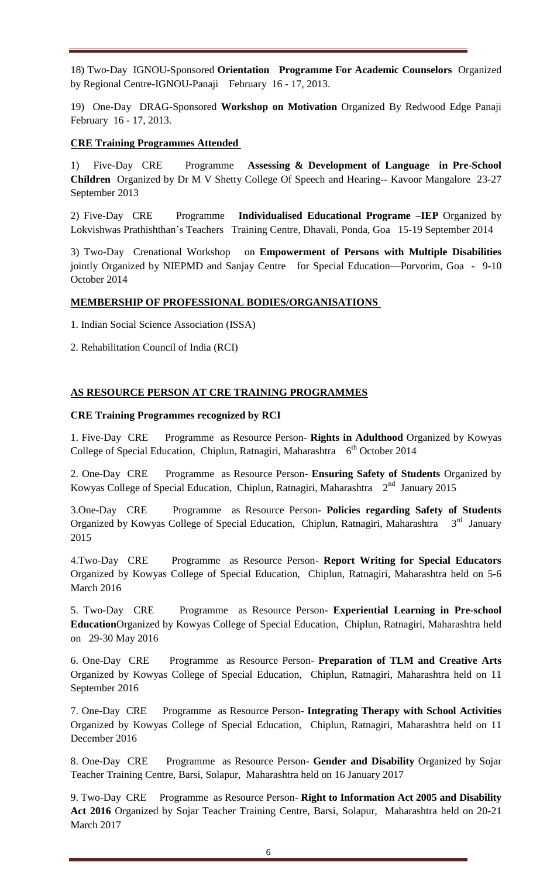18) Two-Day IGNOU-Sponsored **Orientation Programme For Academic Counselors** Organized by Regional Centre-IGNOU-Panaji February 16 - 17, 2013.

19) One-Day DRAG-Sponsored **Workshop on Motivation** Organized By Redwood Edge Panaji February 16 - 17, 2013.

**CRE Training Programmes Attended**

1) Five-Day CRE Programme **Assessing & Development of Language in Pre-School Children** Organized by Dr M V Shetty College Of Speech and Hearing-- Kavoor Mangalore 23-27 September 2013

2) Five-Day CRE Programme **Individualised Educational Programe –IEP** Organized by Lokvishwas Prathishthan's Teachers Training Centre, Dhavali, Ponda, Goa 15-19 September 2014

3) Two-Day Crenational Workshop on **Empowerment of Persons with Multiple Disabilities** jointly Organized by NIEPMD and Sanjay Centre for Special Education—Porvorim, Goa - 9-10 October 2014

**MEMBERSHIP OF PROFESSIONAL BODIES/ORGANISATIONS**

1. Indian Social Science Association (ISSA)

2. Rehabilitation Council of India (RCI)

**AS RESOURCE PERSON AT CRE TRAINING PROGRAMMES**

**CRE Training Programmes recognized by RCI**

1. Five-Day CRE Programme as Resource Person- **Rights in Adulthood** Organized by Kowyas College of Special Education, Chiplun, Ratnagiri, Maharashtra 6th October 2014

2. One-Day CRE Programme as Resource Person- **Ensuring Safety of Students** Organized by Kowyas College of Special Education, Chiplun, Ratnagiri, Maharashtra 2nd January 2015

3. One-Day CRE Programme as Resource Person- **Policies regarding Safety of Students** Organized by Kowyas College of Special Education, Chiplun, Ratnagiri, Maharashtra 3rd January 2015

4. Two-Day CRE Programme as Resource Person- **Report Writing for Special Educators** Organized by Kowyas College of Special Education, Chiplun, Ratnagiri, Maharashtra held on 5-6 March 2016

5. Two-Day CRE Programme as Resource Person- **Experiential Learning in Pre-school Education** Organized by Kowyas College of Special Education, Chiplun, Ratnagiri, Maharashtra held on 29-30 May 2016

6. One-Day CRE Programme as Resource Person- **Preparation of TLM and Creative Arts** Organized by Kowyas College of Special Education, Chiplun, Ratnagiri, Maharashtra held on 11 September 2016

7. One-Day CRE Programme as Resource Person- **Integrating Therapy with School Activities** Organized by Kowyas College of Special Education, Chiplun, Ratnagiri, Maharashtra held on 11 December 2016

8. One-Day CRE Programme as Resource Person- **Gender and Disability** Organized by Sojar Teacher Training Centre, Barsi, Solapur, Maharashtra held on 16 January 2017

9. Two-Day CRE Programme as Resource Person- **Right to Information Act 2005 and Disability Act 2016** Organized by Sojar Teacher Training Centre, Barsi, Solapur, Maharashtra held on 20-21 March 2017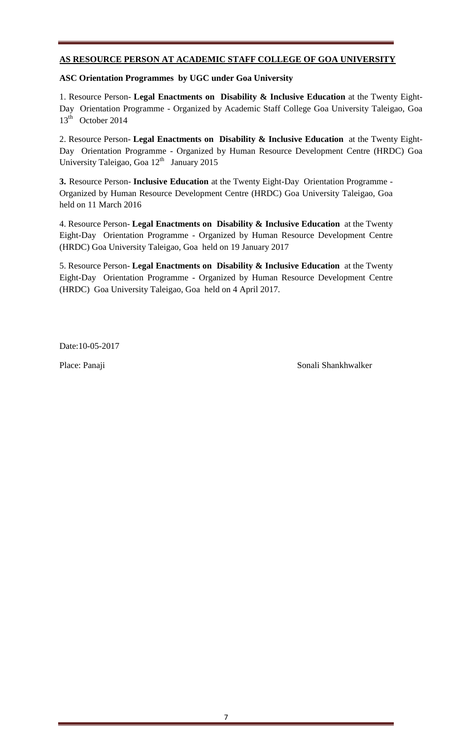## AS RESOURCE PERSON AT ACADEMIC STAFF COLLEGE OF GOA UNIVERSITY

**ASC Orientation Programmes by UGC under Goa University**

1. Resource Person- **Legal Enactments on Disability & Inclusive Education** at the Twenty Eight-Day Orientation Programme - Organized by Academic Staff College Goa University Taleigao, Goa 13th October 2014

2. Resource Person- **Legal Enactments on Disability & Inclusive Education** at the Twenty Eight-Day Orientation Programme - Organized by Human Resource Development Centre (HRDC) Goa University Taleigao, Goa 12th January 2015

3. Resource Person- **Inclusive Education** at the Twenty Eight-Day Orientation Programme - Organized by Human Resource Development Centre (HRDC) Goa University Taleigao, Goa held on 11 March 2016

4. Resource Person- **Legal Enactments on Disability & Inclusive Education** at the Twenty Eight-Day Orientation Programme - Organized by Human Resource Development Centre (HRDC) Goa University Taleigao, Goa held on 19 January 2017

5. Resource Person- **Legal Enactments on Disability & Inclusive Education** at the Twenty Eight-Day Orientation Programme - Organized by Human Resource Development Centre (HRDC) Goa University Taleigao, Goa held on 4 April 2017.

Date:10-05-2017

Place: Panaji

Sonali Shankhwalker